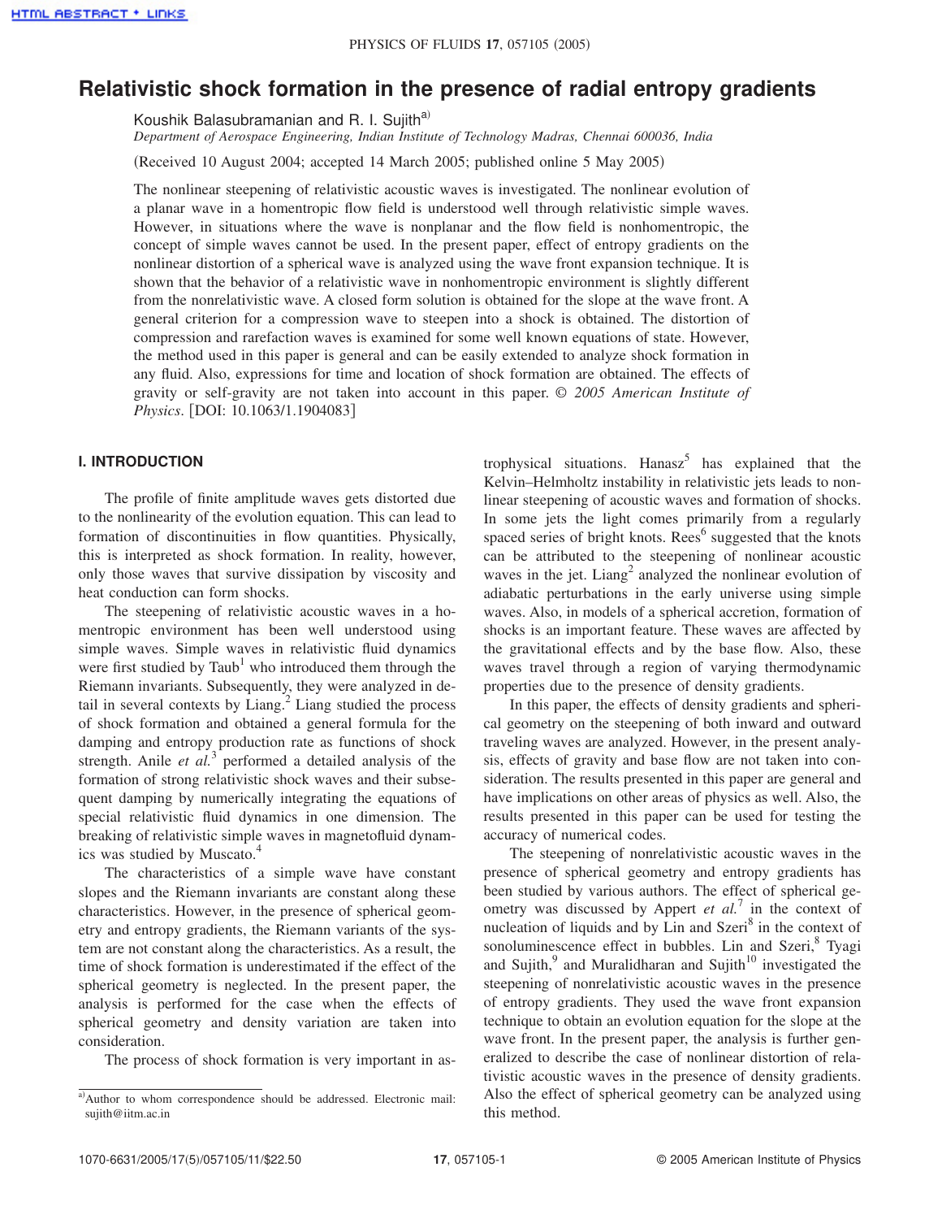# Relativistic shock formation in the presence of radial entropy gradients

Koushik Balasubramanian and R. I. Sujith[a)]

*Department of Aerospace Engineering, Indian Institute of Technology Madras, Chennai 600036, India*

(Received 10 August 2004; accepted 14 March 2005; published online 5 May 2005)

The nonlinear steepening of relativistic acoustic waves is investigated. The nonlinear evolution of a planar wave in a homentropic flow field is understood well through relativistic simple waves. However, in situations where the wave is nonplanar and the flow field is nonhomentropic, the concept of simple waves cannot be used. In the present paper, effect of entropy gradients on the nonlinear distortion of a spherical wave is analyzed using the wave front expansion technique. It is shown that the behavior of a relativistic wave in nonhomentropic environment is slightly different from the nonrelativistic wave. A closed form solution is obtained for the slope at the wave front. A general criterion for a compression wave to steepen into a shock is obtained. The distortion of compression and rarefaction waves is examined for some well known equations of state. However, the method used in this paper is general and can be easily extended to analyze shock formation in any fluid. Also, expressions for time and location of shock formation are obtained. The effects of gravity or self-gravity are not taken into account in this paper. © *2005 American Institute of Physics*. [DOI: 10.1063/1.1904083]

## I. INTRODUCTION

The profile of finite amplitude waves gets distorted due to the nonlinearity of the evolution equation. This can lead to formation of discontinuities in flow quantities. Physically, this is interpreted as shock formation. In reality, however, only those waves that survive dissipation by viscosity and heat conduction can form shocks.

The steepening of relativistic acoustic waves in a homentropic environment has been well understood using simple waves. Simple waves in relativistic fluid dynamics were first studied by Taub[1] who introduced them through the Riemann invariants. Subsequently, they were analyzed in detail in several contexts by Liang.[2] Liang studied the process of shock formation and obtained a general formula for the damping and entropy production rate as functions of shock strength. Anile *et al.*[3] performed a detailed analysis of the formation of strong relativistic shock waves and their subsequent damping by numerically integrating the equations of special relativistic fluid dynamics in one dimension. The breaking of relativistic simple waves in magnetofluid dynamics was studied by Muscato.[4]

The characteristics of a simple wave have constant slopes and the Riemann invariants are constant along these characteristics. However, in the presence of spherical geometry and entropy gradients, the Riemann variants of the system are not constant along the characteristics. As a result, the time of shock formation is underestimated if the effect of the spherical geometry is neglected. In the present paper, the analysis is performed for the case when the effects of spherical geometry and density variation are taken into consideration.

The process of shock formation is very important in astrophysical situations. Hanasz[5] has explained that the Kelvin–Helmholtz instability in relativistic jets leads to nonlinear steepening of acoustic waves and formation of shocks. In some jets the light comes primarily from a regularly spaced series of bright knots. Rees[6] suggested that the knots can be attributed to the steepening of nonlinear acoustic waves in the jet. Liang[2] analyzed the nonlinear evolution of adiabatic perturbations in the early universe using simple waves. Also, in models of a spherical accretion, formation of shocks is an important feature. These waves are affected by the gravitational effects and by the base flow. Also, these waves travel through a region of varying thermodynamic properties due to the presence of density gradients.

In this paper, the effects of density gradients and spherical geometry on the steepening of both inward and outward traveling waves are analyzed. However, in the present analysis, effects of gravity and base flow are not taken into consideration. The results presented in this paper are general and have implications on other areas of physics as well. Also, the results presented in this paper can be used for testing the accuracy of numerical codes.

The steepening of nonrelativistic acoustic waves in the presence of spherical geometry and entropy gradients has been studied by various authors. The effect of spherical geometry was discussed by Appert *et al.*[7] in the context of nucleation of liquids and by Lin and Szeri[8] in the context of sonoluminescence effect in bubbles. Lin and Szeri,[8] Tyagi and Sujith,[9] and Muralidharan and Sujith[10] investigated the steepening of nonrelativistic acoustic waves in the presence of entropy gradients. They used the wave front expansion technique to obtain an evolution equation for the slope at the wave front. In the present paper, the analysis is further generalized to describe the case of nonlinear distortion of relativistic acoustic waves in the presence of density gradients. Also the effect of spherical geometry can be analyzed using this method.

[a)]Author to whom correspondence should be addressed. Electronic mail: sujith@iitm.ac.in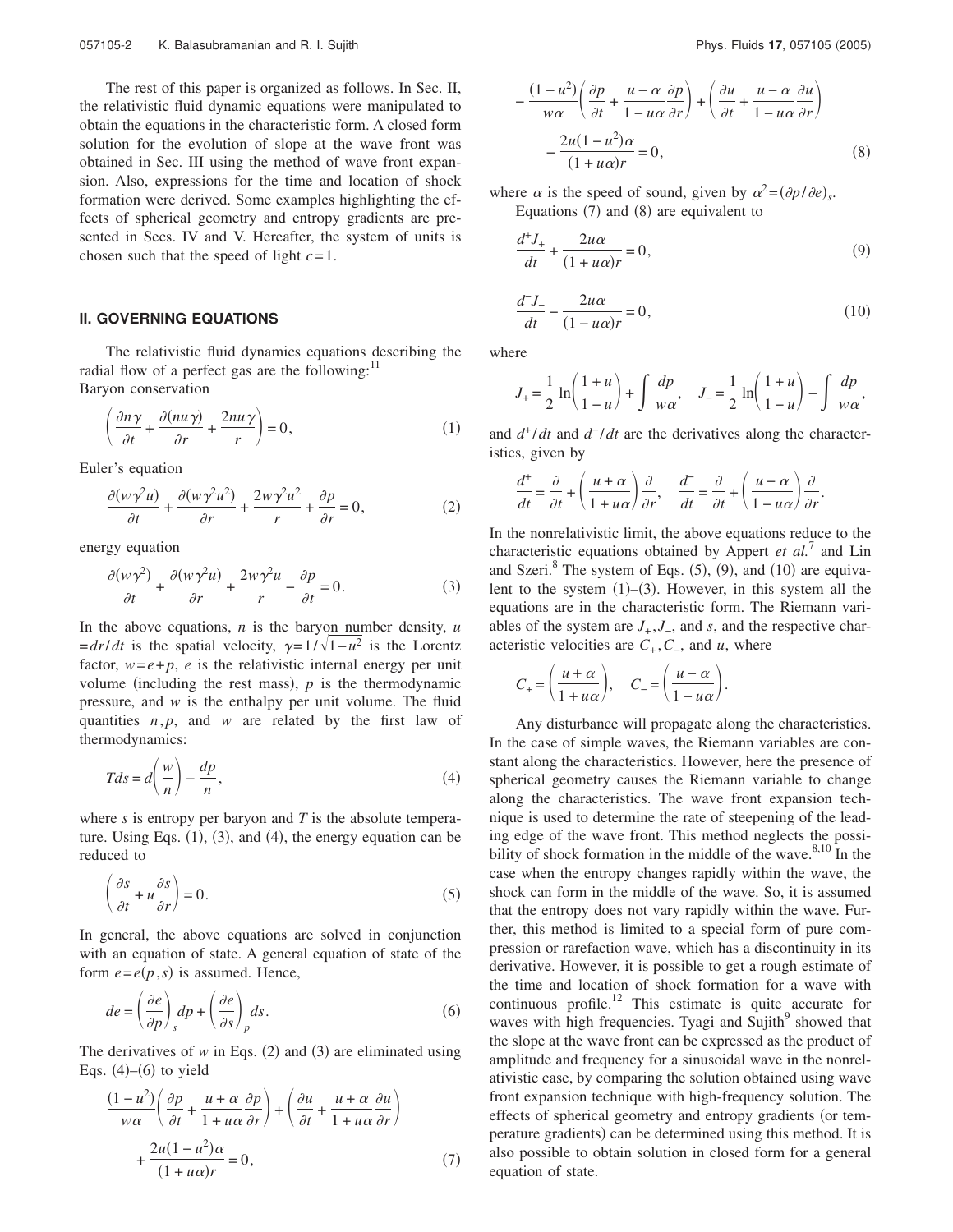The rest of this paper is organized as follows. In Sec. II, the relativistic fluid dynamic equations were manipulated to obtain the equations in the characteristic form. A closed form solution for the evolution of slope at the wave front was obtained in Sec. III using the method of wave front expansion. Also, expressions for the time and location of shock formation were derived. Some examples highlighting the effects of spherical geometry and entropy gradients are presented in Secs. IV and V. Hereafter, the system of units is chosen such that the speed of light $c=1$.

## II. GOVERNING EQUATIONS

The relativistic fluid dynamics equations describing the radial flow of a perfect gas are the following:[11]

Baryon conservation

$$\left(\frac{\partial n\gamma}{\partial t}+\frac{\partial(nu\gamma)}{\partial r}+\frac{2nu\gamma}{r}\right)=0, \tag{1}$$

Euler's equation

$$\frac{\partial(w\gamma^2 u)}{\partial t}+\frac{\partial(w\gamma^2 u^2)}{\partial r}+\frac{2w\gamma^2 u^2}{r}+\frac{\partial p}{\partial r}=0, \tag{2}$$

energy equation

$$\frac{\partial(w\gamma^2)}{\partial t}+\frac{\partial(w\gamma^2 u)}{\partial r}+\frac{2w\gamma^2 u}{r}-\frac{\partial p}{\partial t}=0. \tag{3}$$

In the above equations, $n$ is the baryon number density, $u=dr/dt$ is the spatial velocity, $\gamma=1/\sqrt{1-u^2}$ is the Lorentz factor, $w=e+p$, $e$ is the relativistic internal energy per unit volume (including the rest mass), $p$ is the thermodynamic pressure, and $w$ is the enthalpy per unit volume. The fluid quantities $n, p$, and $w$ are related by the first law of thermodynamics:

$$Tds=d\left(\frac{w}{n}\right)-\frac{dp}{n}, \tag{4}$$

where $s$ is entropy per baryon and $T$ is the absolute temperature. Using Eqs. (1), (3), and (4), the energy equation can be reduced to

$$\left(\frac{\partial s}{\partial t}+u\frac{\partial s}{\partial r}\right)=0. \tag{5}$$

In general, the above equations are solved in conjunction with an equation of state. A general equation of state of the form $e=e(p,s)$ is assumed. Hence,

$$de=\left(\frac{\partial e}{\partial p}\right)_s dp+\left(\frac{\partial e}{\partial s}\right)_p ds. \tag{6}$$

The derivatives of $w$ in Eqs. (2) and (3) are eliminated using Eqs. (4)–(6) to yield

$$\frac{(1-u^2)}{w\alpha}\left(\frac{\partial p}{\partial t}+\frac{u+\alpha}{1+u\alpha}\frac{\partial p}{\partial r}\right)+\left(\frac{\partial u}{\partial t}+\frac{u+\alpha}{1+u\alpha}\frac{\partial u}{\partial r}\right)+\frac{2u(1-u^2)\alpha}{(1+u\alpha)r}=0, \tag{7}$$

$$-\frac{(1-u^2)}{w\alpha}\left(\frac{\partial p}{\partial t}+\frac{u-\alpha}{1-u\alpha}\frac{\partial p}{\partial r}\right)+\left(\frac{\partial u}{\partial t}+\frac{u-\alpha}{1-u\alpha}\frac{\partial u}{\partial r}\right)-\frac{2u(1-u^2)\alpha}{(1+u\alpha)r}=0, \tag{8}$$

where $\alpha$ is the speed of sound, given by $\alpha^2=(\partial p/\partial e)_s$.

Equations (7) and (8) are equivalent to

$$\frac{d^+J_+}{dt}+\frac{2u\alpha}{(1+u\alpha)r}=0, \tag{9}$$

$$\frac{d^-J_-}{dt}-\frac{2u\alpha}{(1-u\alpha)r}=0, \tag{10}$$

where

$$J_+=\frac{1}{2}\ln\left(\frac{1+u}{1-u}\right)+\int\frac{dp}{w\alpha},\quad J_-=\frac{1}{2}\ln\left(\frac{1+u}{1-u}\right)-\int\frac{dp}{w\alpha},$$

and $d^+/dt$ and $d^-/dt$ are the derivatives along the characteristics, given by

$$\frac{d^+}{dt}=\frac{\partial}{\partial t}+\left(\frac{u+\alpha}{1+u\alpha}\right)\frac{\partial}{\partial r},\quad \frac{d^-}{dt}=\frac{\partial}{\partial t}+\left(\frac{u-\alpha}{1-u\alpha}\right)\frac{\partial}{\partial r}.$$

In the nonrelativistic limit, the above equations reduce to the characteristic equations obtained by Appert *et al.*[7] and Lin and Szeri.[8] The system of Eqs. (5), (9), and (10) are equivalent to the system (1)–(3). However, in this system all the equations are in the characteristic form. The Riemann variables of the system are $J_+, J_-$, and $s$, and the respective characteristic velocities are $C_+, C_-$, and $u$, where

$$C_+=\left(\frac{u+\alpha}{1+u\alpha}\right),\quad C_-=\left(\frac{u-\alpha}{1-u\alpha}\right).$$

Any disturbance will propagate along the characteristics. In the case of simple waves, the Riemann variables are constant along the characteristics. However, here the presence of spherical geometry causes the Riemann variable to change along the characteristics. The wave front expansion technique is used to determine the rate of steepening of the leading edge of the wave front. This method neglects the possibility of shock formation in the middle of the wave.[8,10] In the case when the entropy changes rapidly within the wave, the shock can form in the middle of the wave. So, it is assumed that the entropy does not vary rapidly within the wave. Further, this method is limited to a special form of pure compression or rarefaction wave, which has a discontinuity in its derivative. However, it is possible to get a rough estimate of the time and location of shock formation for a wave with continuous profile.[12] This estimate is quite accurate for waves with high frequencies. Tyagi and Sujith[9] showed that the slope at the wave front can be expressed as the product of amplitude and frequency for a sinusoidal wave in the nonrelativistic case, by comparing the solution obtained using wave front expansion technique with high-frequency solution. The effects of spherical geometry and entropy gradients (or temperature gradients) can be determined using this method. It is also possible to obtain solution in closed form for a general equation of state.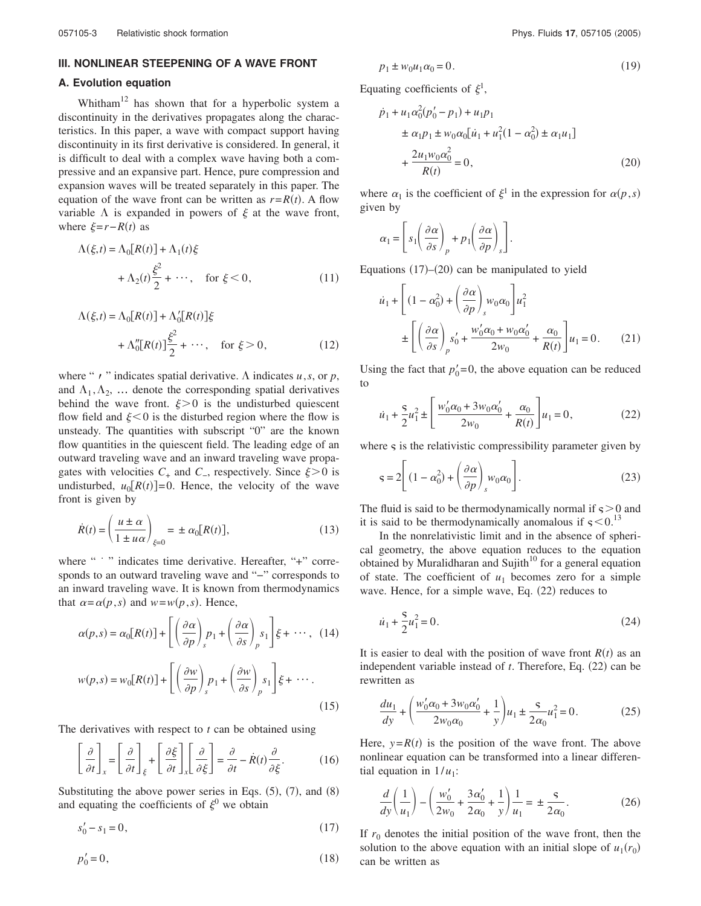## III. NONLINEAR STEEPENING OF A WAVE FRONT

### A. Evolution equation

Whitham[12] has shown that for a hyperbolic system a discontinuity in the derivatives propagates along the characteristics. In this paper, a wave with compact support having discontinuity in its first derivative is considered. In general, it is difficult to deal with a complex wave having both a compressive and an expansive part. Hence, pure compression and expansion waves will be treated separately in this paper. The equation of the wave front can be written as $r=R(t)$. A flow variable $\Lambda$ is expanded in powers of $\xi$ at the wave front, where $\xi = r - R(t)$ as

$$\Lambda(\xi,t) = \Lambda_0[R(t)] + \Lambda_1(t)\xi + \Lambda_2(t)\frac{\xi^2}{2} + \cdots, \quad \text{for } \xi < 0, \tag{11}$$

$$\Lambda(\xi,t) = \Lambda_0[R(t)] + \Lambda_0'[R(t)]\xi + \Lambda_0''[R(t)]\frac{\xi^2}{2} + \cdots, \quad \text{for } \xi > 0, \tag{12}$$

where " $'$ " indicates spatial derivative. $\Lambda$ indicates $u, s$, or $p$, and $\Lambda_1, \Lambda_2, \ldots$ denote the corresponding spatial derivatives behind the wave front. $\xi > 0$ is the undisturbed quiescent flow field and $\xi < 0$ is the disturbed region where the flow is unsteady. The quantities with subscript "0" are the known flow quantities in the quiescent field. The leading edge of an outward traveling wave and an inward traveling wave propagates with velocities $C_+$ and $C_-$, respectively. Since $\xi > 0$ is undisturbed, $u_0[R(t)] = 0$. Hence, the velocity of the wave front is given by

$$\dot{R}(t) = \left(\frac{u \pm \alpha}{1 \pm u\alpha}\right)_{\xi=0} = \pm \alpha_0[R(t)], \tag{13}$$

where " $\dot{}$ " indicates time derivative. Hereafter, "+" corresponds to an outward traveling wave and "−" corresponds to an inward traveling wave. It is known from thermodynamics that $\alpha = \alpha(p,s)$ and $w = w(p,s)$. Hence,

$$\alpha(p,s) = \alpha_0[R(t)] + \left[\left(\frac{\partial \alpha}{\partial p}\right)_s p_1 + \left(\frac{\partial \alpha}{\partial s}\right)_p s_1\right]\xi + \cdots, \tag{14}$$

$$w(p,s) = w_0[R(t)] + \left[\left(\frac{\partial w}{\partial p}\right)_s p_1 + \left(\frac{\partial w}{\partial s}\right)_p s_1\right]\xi + \cdots. \tag{15}$$

The derivatives with respect to $t$ can be obtained using

$$\left[\frac{\partial}{\partial t}\right]_x = \left[\frac{\partial}{\partial t}\right]_\xi + \left[\frac{\partial \xi}{\partial t}\right]_x \left[\frac{\partial}{\partial \xi}\right] = \frac{\partial}{\partial t} - \dot{R}(t)\frac{\partial}{\partial \xi}. \tag{16}$$

Substituting the above power series in Eqs. (5), (7), and (8) and equating the coefficients of $\xi^0$ we obtain

$$s_0' - s_1 = 0, \tag{17}$$

$$p_0' = 0, \tag{18}$$

$$p_1 \pm w_0 u_1 \alpha_0 = 0. \tag{19}$$

Equating coefficients of $\xi^1$,

$$\dot{p}_1 + u_1\alpha_0^2(p_0' - p_1) + u_1 p_1 \pm \alpha_1 p_1 \pm w_0\alpha_0[\dot{u}_1 + u_1^2(1-\alpha_0^2) \pm \alpha_1 u_1] + \frac{2u_1 w_0 \alpha_0^2}{R(t)} = 0, \tag{20}$$

where $\alpha_1$ is the coefficient of $\xi^1$ in the expression for $\alpha(p,s)$ given by

$$\alpha_1 = \left[s_1\left(\frac{\partial \alpha}{\partial s}\right)_p + p_1\left(\frac{\partial \alpha}{\partial p}\right)_s\right].$$

Equations (17)–(20) can be manipulated to yield

$$\dot{u}_1 + \left[(1-\alpha_0^2) + \left(\frac{\partial \alpha}{\partial p}\right)_s w_0\alpha_0\right]u_1^2 \pm \left[\left(\frac{\partial \alpha}{\partial s}\right)_p s_0' + \frac{w_0'\alpha_0 + w_0\alpha_0'}{2w_0} + \frac{\alpha_0}{R(t)}\right]u_1 = 0. \tag{21}$$

Using the fact that $p_0' = 0$, the above equation can be reduced to

$$\dot{u}_1 + \frac{\varsigma}{2}u_1^2 \pm \left[\frac{w_0'\alpha_0 + 3w_0\alpha_0'}{2w_0} + \frac{\alpha_0}{R(t)}\right]u_1 = 0, \tag{22}$$

where $\varsigma$ is the relativistic compressibility parameter given by

$$\varsigma = 2\left[(1-\alpha_0^2) + \left(\frac{\partial \alpha}{\partial p}\right)_s w_0\alpha_0\right]. \tag{23}$$

The fluid is said to be thermodynamically normal if $\varsigma > 0$ and it is said to be thermodynamically anomalous if $\varsigma < 0$.[13]

In the nonrelativistic limit and in the absence of spherical geometry, the above equation reduces to the equation obtained by Muralidharan and Sujith[10] for a general equation of state. The coefficient of $u_1$ becomes zero for a simple wave. Hence, for a simple wave, Eq. (22) reduces to

$$\dot{u}_1 + \frac{\varsigma}{2}u_1^2 = 0. \tag{24}$$

It is easier to deal with the position of wave front $R(t)$ as an independent variable instead of $t$. Therefore, Eq. (22) can be rewritten as

$$\frac{du_1}{dy} + \left(\frac{w_0'\alpha_0 + 3w_0\alpha_0'}{2w_0\alpha_0} + \frac{1}{y}\right)u_1 \pm \frac{\varsigma}{2\alpha_0}u_1^2 = 0. \tag{25}$$

Here, $y = R(t)$ is the position of the wave front. The above nonlinear equation can be transformed into a linear differential equation in $1/u_1$:

$$\frac{d}{dy}\left(\frac{1}{u_1}\right) - \left(\frac{w_0'}{2w_0} + \frac{3\alpha_0'}{2\alpha_0} + \frac{1}{y}\right)\frac{1}{u_1} = \pm\frac{\varsigma}{2\alpha_0}. \tag{26}$$

If $r_0$ denotes the initial position of the wave front, then the solution to the above equation with an initial slope of $u_1(r_0)$ can be written as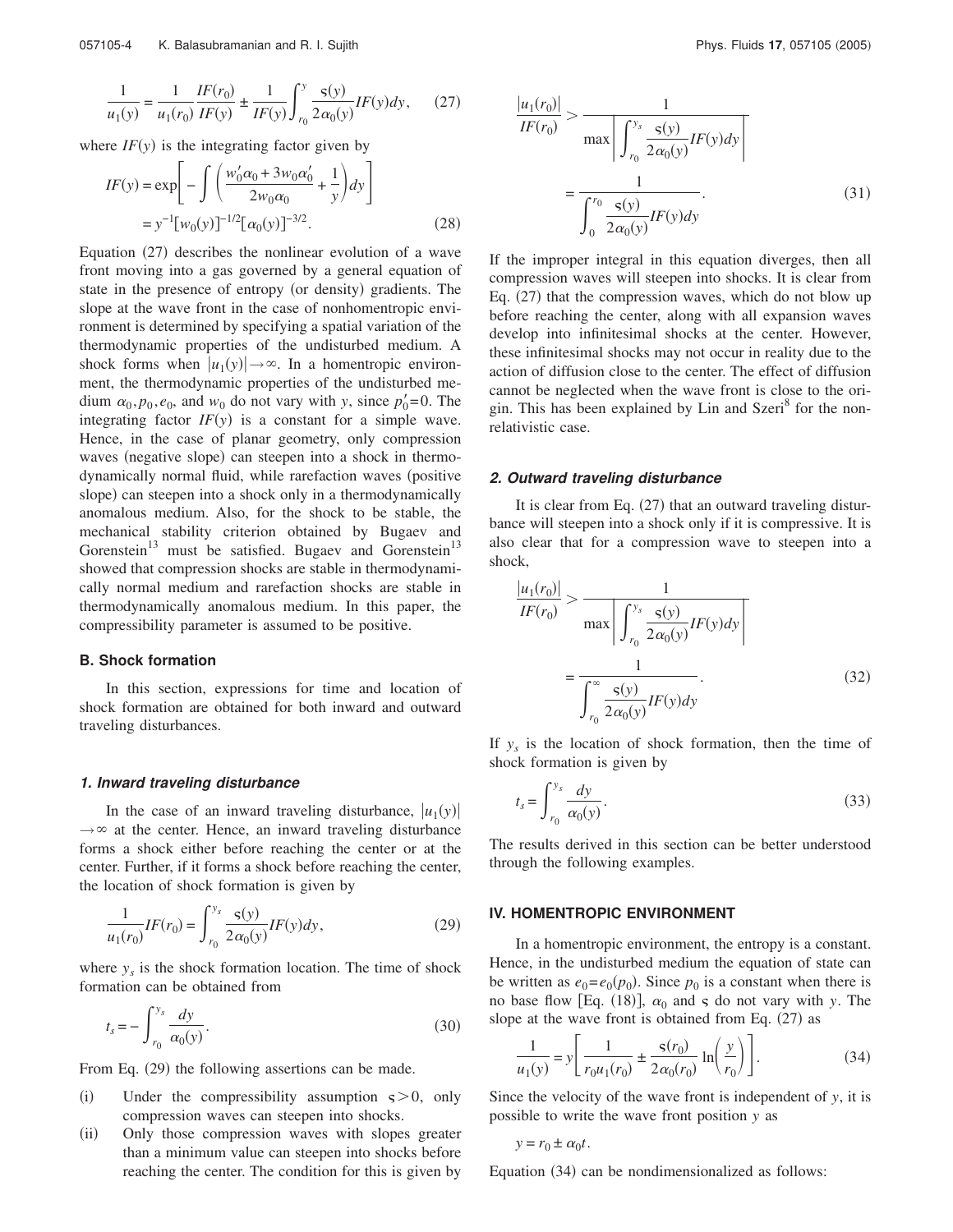$$\frac{1}{u_1(y)} = \frac{1}{u_1(r_0)} \frac{IF(r_0)}{IF(y)} \pm \frac{1}{IF(y)} \int_{r_0}^{y} \frac{\varsigma(y)}{2\alpha_0(y)} IF(y) dy, \qquad (27)$$

where $IF(y)$ is the integrating factor given by

$$IF(y) = \exp\left[ - \int \left( \frac{w_0' \alpha_0 + 3 w_0 \alpha_0'}{2 w_0 \alpha_0} + \frac{1}{y} \right) dy \right] = y^{-1} [w_0(y)]^{-1/2} [\alpha_0(y)]^{-3/2}. \qquad (28)$$

Equation (27) describes the nonlinear evolution of a wave front moving into a gas governed by a general equation of state in the presence of entropy (or density) gradients. The slope at the wave front in the case of nonhomentropic environment is determined by specifying a spatial variation of the thermodynamic properties of the undisturbed medium. A shock forms when $|u_1(y)| \to \infty$. In a homentropic environment, the thermodynamic properties of the undisturbed medium $\alpha_0, p_0, e_0$, and $w_0$ do not vary with $y$, since $p_0' = 0$. The integrating factor $IF(y)$ is a constant for a simple wave. Hence, in the case of planar geometry, only compression waves (negative slope) can steepen into a shock in thermodynamically normal fluid, while rarefaction waves (positive slope) can steepen into a shock only in a thermodynamically anomalous medium. Also, for the shock to be stable, the mechanical stability criterion obtained by Bugaev and Gorenstein[13] must be satisfied. Bugaev and Gorenstein[13] showed that compression shocks are stable in thermodynamically normal medium and rarefaction shocks are stable in thermodynamically anomalous medium. In this paper, the compressibility parameter is assumed to be positive.

### B. Shock formation

In this section, expressions for time and location of shock formation are obtained for both inward and outward traveling disturbances.

#### *1. Inward traveling disturbance*

In the case of an inward traveling disturbance, $|u_1(y)| \to \infty$ at the center. Hence, an inward traveling disturbance forms a shock either before reaching the center or at the center. Further, if it forms a shock before reaching the center, the location of shock formation is given by

$$\frac{1}{u_1(r_0)} IF(r_0) = \int_{r_0}^{y_s} \frac{\varsigma(y)}{2\alpha_0(y)} IF(y) dy, \qquad (29)$$

where $y_s$ is the shock formation location. The time of shock formation can be obtained from

$$t_s = -\int_{r_0}^{y_s} \frac{dy}{\alpha_0(y)}. \qquad (30)$$

From Eq. (29) the following assertions can be made.

(i) Under the compressibility assumption $\varsigma > 0$, only compression waves can steepen into shocks.

(ii) Only those compression waves with slopes greater than a minimum value can steepen into shocks before reaching the center. The condition for this is given by

$$\frac{|u_1(r_0)|}{IF(r_0)} > \frac{1}{\max\left| \int_{r_0}^{y_s} \frac{\varsigma(y)}{2\alpha_0(y)} IF(y) dy \right|} = \frac{1}{\int_0^{r_0} \frac{\varsigma(y)}{2\alpha_0(y)} IF(y) dy}. \qquad (31)$$

If the improper integral in this equation diverges, then all compression waves will steepen into shocks. It is clear from Eq. (27) that the compression waves, which do not blow up before reaching the center, along with all expansion waves develop into infinitesimal shocks at the center. However, these infinitesimal shocks may not occur in reality due to the action of diffusion close to the center. The effect of diffusion cannot be neglected when the wave front is close to the origin. This has been explained by Lin and Szeri[8] for the nonrelativistic case.

#### *2. Outward traveling disturbance*

It is clear from Eq. (27) that an outward traveling disturbance will steepen into a shock only if it is compressive. It is also clear that for a compression wave to steepen into a shock,

$$\frac{|u_1(r_0)|}{IF(r_0)} > \frac{1}{\max\left| \int_{r_0}^{y_s} \frac{\varsigma(y)}{2\alpha_0(y)} IF(y) dy \right|} = \frac{1}{\int_{r_0}^{\infty} \frac{\varsigma(y)}{2\alpha_0(y)} IF(y) dy}. \qquad (32)$$

If $y_s$ is the location of shock formation, then the time of shock formation is given by

$$t_s = \int_{r_0}^{y_s} \frac{dy}{\alpha_0(y)}. \qquad (33)$$

The results derived in this section can be better understood through the following examples.

## IV. HOMENTROPIC ENVIRONMENT

In a homentropic environment, the entropy is a constant. Hence, in the undisturbed medium the equation of state can be written as $e_0 = e_0(p_0)$. Since $p_0$ is a constant when there is no base flow [Eq. (18)], $\alpha_0$ and $\varsigma$ do not vary with $y$. The slope at the wave front is obtained from Eq. (27) as

$$\frac{1}{u_1(y)} = y\left[ \frac{1}{r_0 u_1(r_0)} \pm \frac{\varsigma(r_0)}{2\alpha_0(r_0)} \ln\left( \frac{y}{r_0} \right) \right]. \qquad (34)$$

Since the velocity of the wave front is independent of $y$, it is possible to write the wave front position $y$ as

$$y = r_0 \pm \alpha_0 t.$$

Equation (34) can be nondimensionalized as follows: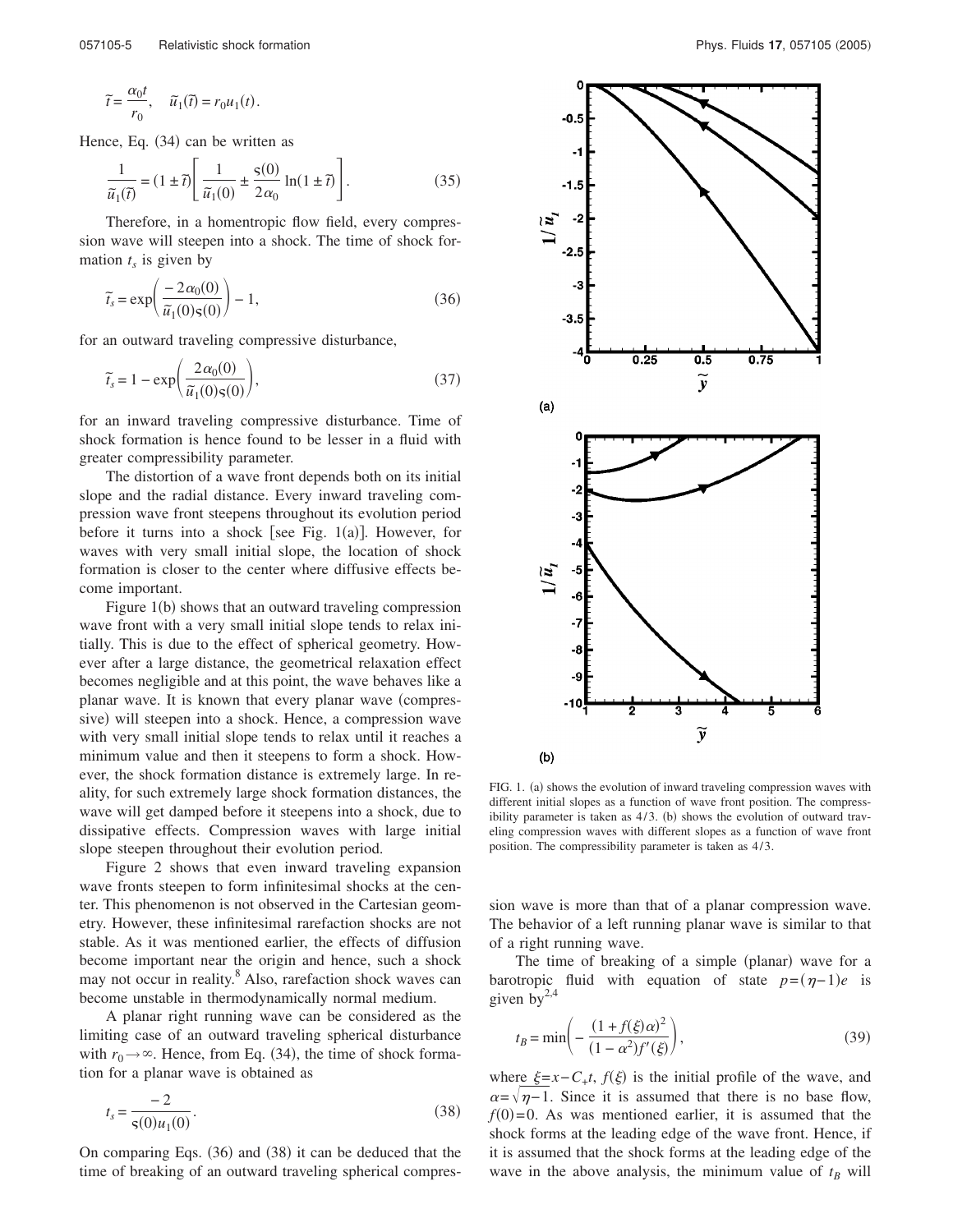$$\tilde{t} = \frac{\alpha_0 t}{r_0}, \quad \tilde{u}_1(\tilde{t}) = r_0 u_1(t).$$

Hence, Eq. (34) can be written as

$$\frac{1}{\tilde{u}_1(\tilde{t})} = (1 \pm \tilde{t}) \left[ \frac{1}{\tilde{u}_1(0)} \pm \frac{\mathrm{s}(0)}{2\alpha_0} \ln(1 \pm \tilde{t}) \right]. \tag{35}$$

Therefore, in a homentropic flow field, every compression wave will steepen into a shock. The time of shock formation $t_s$ is given by

$$\tilde{t}_s = \exp\left( \frac{-2\alpha_0(0)}{\tilde{u}_1(0)\mathrm{s}(0)} \right) - 1, \tag{36}$$

for an outward traveling compressive disturbance,

$$\tilde{t}_s = 1 - \exp\left( \frac{2\alpha_0(0)}{\tilde{u}_1(0)\mathrm{s}(0)} \right), \tag{37}$$

for an inward traveling compressive disturbance. Time of shock formation is hence found to be lesser in a fluid with greater compressibility parameter.

The distortion of a wave front depends both on its initial slope and the radial distance. Every inward traveling compression wave front steepens throughout its evolution period before it turns into a shock [see Fig. 1(a)]. However, for waves with very small initial slope, the location of shock formation is closer to the center where diffusive effects become important.

Figure 1(b) shows that an outward traveling compression wave front with a very small initial slope tends to relax initially. This is due to the effect of spherical geometry. However after a large distance, the geometrical relaxation effect becomes negligible and at this point, the wave behaves like a planar wave. It is known that every planar wave (compressive) will steepen into a shock. Hence, a compression wave with very small initial slope tends to relax until it reaches a minimum value and then it steepens to form a shock. However, the shock formation distance is extremely large. In reality, for such extremely large shock formation distances, the wave will get damped before it steepens into a shock, due to dissipative effects. Compression waves with large initial slope steepen throughout their evolution period.

Figure 2 shows that even inward traveling expansion wave fronts steepen to form infinitesimal shocks at the center. This phenomenon is not observed in the Cartesian geometry. However, these infinitesimal rarefaction shocks are not stable. As it was mentioned earlier, the effects of diffusion become important near the origin and hence, such a shock may not occur in reality.[8] Also, rarefaction shock waves can become unstable in thermodynamically normal medium.

A planar right running wave can be considered as the limiting case of an outward traveling spherical disturbance with $r_0 \to \infty$. Hence, from Eq. (34), the time of shock formation for a planar wave is obtained as

$$t_s = \frac{-2}{\mathrm{s}(0)u_1(0)}. \tag{38}$$

On comparing Eqs. (36) and (38) it can be deduced that the time of breaking of an outward traveling spherical compression wave is more than that of a planar compression wave. The behavior of a left running planar wave is similar to that of a right running wave.

FIG. 1. (a) shows the evolution of inward traveling compression waves with different initial slopes as a function of wave front position. The compressibility parameter is taken as 4/3. (b) shows the evolution of outward traveling compression waves with different slopes as a function of wave front position. The compressibility parameter is taken as 4/3.

The time of breaking of a simple (planar) wave for a barotropic fluid with equation of state $p=(\eta-1)e$ is given by[2,4]

$$t_B = \min\left( -\frac{(1+f(\xi)\alpha)^2}{(1-\alpha^2)f'(\xi)} \right), \tag{39}$$

where $\xi = x - C_+ t$, $f(\xi)$ is the initial profile of the wave, and $\alpha = \sqrt{\eta - 1}$. Since it is assumed that there is no base flow, $f(0)=0$. As was mentioned earlier, it is assumed that the shock forms at the leading edge of the wave front. Hence, if it is assumed that the shock forms at the leading edge of the wave in the above analysis, the minimum value of $t_B$ will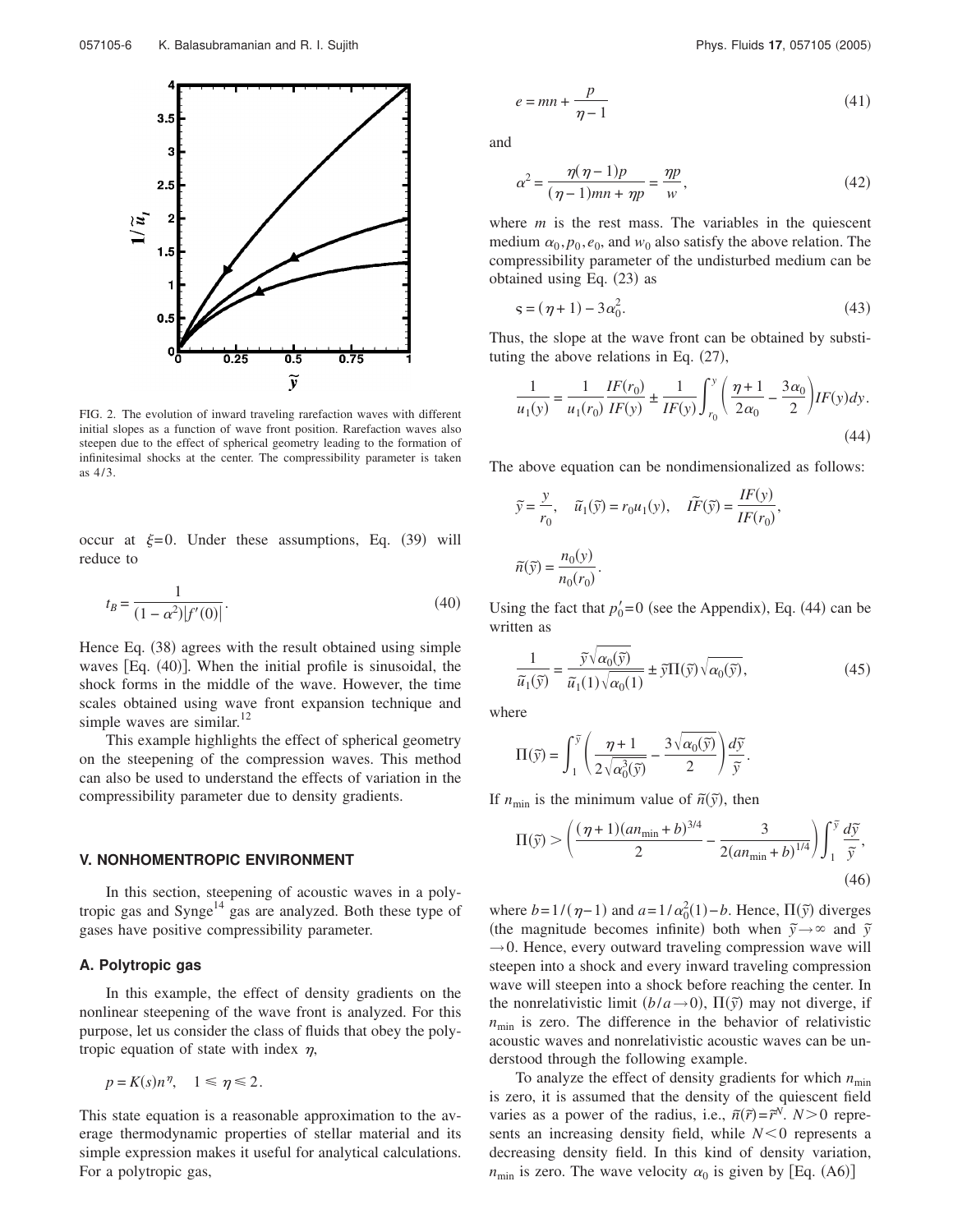FIG. 2. The evolution of inward traveling rarefaction waves with different initial slopes as a function of wave front position. Rarefaction waves also steepen due to the effect of spherical geometry leading to the formation of infinitesimal shocks at the center. The compressibility parameter is taken as 4/3.

occur at $\xi=0$. Under these assumptions, Eq. (39) will reduce to

$$t_B = \frac{1}{(1-\alpha^2)|f'(0)|}. \tag{40}$$

Hence Eq. (38) agrees with the result obtained using simple waves [Eq. (40)]. When the initial profile is sinusoidal, the shock forms in the middle of the wave. However, the time scales obtained using wave front expansion technique and simple waves are similar.[12]

This example highlights the effect of spherical geometry on the steepening of the compression waves. This method can also be used to understand the effects of variation in the compressibility parameter due to density gradients.

## V. NONHOMENTROPIC ENVIRONMENT

In this section, steepening of acoustic waves in a polytropic gas and Synge[14] gas are analyzed. Both these type of gases have positive compressibility parameter.

### A. Polytropic gas

In this example, the effect of density gradients on the nonlinear steepening of the wave front is analyzed. For this purpose, let us consider the class of fluids that obey the polytropic equation of state with index $\eta$,

$$p = K(s)n^{\eta}, \quad 1 \leq \eta \leq 2.$$

This state equation is a reasonable approximation to the average thermodynamic properties of stellar material and its simple expression makes it useful for analytical calculations. For a polytropic gas,

$$e = mn + \frac{p}{\eta-1} \tag{41}$$

and

$$\alpha^2 = \frac{\eta(\eta-1)p}{(\eta-1)mn + \eta p} = \frac{\eta p}{w}, \tag{42}$$

where $m$ is the rest mass. The variables in the quiescent medium $\alpha_0, p_0, e_0$, and $w_0$ also satisfy the above relation. The compressibility parameter of the undisturbed medium can be obtained using Eq. (23) as

$$s = (\eta+1) - 3\alpha_0^2. \tag{43}$$

Thus, the slope at the wave front can be obtained by substituting the above relations in Eq. (27),

$$\frac{1}{u_1(y)} = \frac{1}{u_1(r_0)}\frac{IF(r_0)}{IF(y)} \pm \frac{1}{IF(y)}\int_{r_0}^{y}\left(\frac{\eta+1}{2\alpha_0} - \frac{3\alpha_0}{2}\right)IF(y)dy. \tag{44}$$

The above equation can be nondimensionalized as follows:

$$\tilde{y} = \frac{y}{r_0}, \quad \tilde{u}_1(\tilde{y}) = r_0 u_1(y), \quad \tilde{IF}(\tilde{y}) = \frac{IF(y)}{IF(r_0)},$$

$$\tilde{n}(\tilde{y}) = \frac{n_0(y)}{n_0(r_0)}.$$

Using the fact that $p_0'=0$ (see the Appendix), Eq. (44) can be written as

$$\frac{1}{\tilde{u}_1(\tilde{y})} = \frac{\tilde{y}\sqrt{\alpha_0(\tilde{y})}}{\tilde{u}_1(1)\sqrt{\alpha_0(1)}} \pm \tilde{y}\Pi(\tilde{y})\sqrt{\alpha_0(\tilde{y})}, \tag{45}$$

where

$$\Pi(\tilde{y}) = \int_1^{\tilde{y}}\left(\frac{\eta+1}{2\sqrt{\alpha_0^3(\tilde{y})}} - \frac{3\sqrt{\alpha_0(\tilde{y})}}{2}\right)\frac{d\tilde{y}}{\tilde{y}}.$$

If $n_{\min}$ is the minimum value of $\tilde{n}(\tilde{y})$, then

$$\Pi(\tilde{y}) > \left(\frac{(\eta+1)(an_{\min}+b)^{3/4}}{2} - \frac{3}{2(an_{\min}+b)^{1/4}}\right)\int_1^{\tilde{y}}\frac{d\tilde{y}}{\tilde{y}}, \tag{46}$$

where $b=1/(\eta-1)$ and $a=1/\alpha_0^2(1)-b$. Hence, $\Pi(\tilde{y})$ diverges (the magnitude becomes infinite) both when $\tilde{y}\to\infty$ and $\tilde{y}\to 0$. Hence, every outward traveling compression wave will steepen into a shock and every inward traveling compression wave will steepen into a shock before reaching the center. In the nonrelativistic limit ($b/a\to 0$), $\Pi(\tilde{y})$ may not diverge, if $n_{\min}$ is zero. The difference in the behavior of relativistic acoustic waves and nonrelativistic acoustic waves can be understood through the following example.

To analyze the effect of density gradients for which $n_{\min}$ is zero, it is assumed that the density of the quiescent field varies as a power of the radius, i.e., $\tilde{n}(\tilde{r})=\tilde{r}^N$. $N>0$ represents an increasing density field, while $N<0$ represents a decreasing density field. In this kind of density variation, $n_{\min}$ is zero. The wave velocity $\alpha_0$ is given by [Eq. (A6)]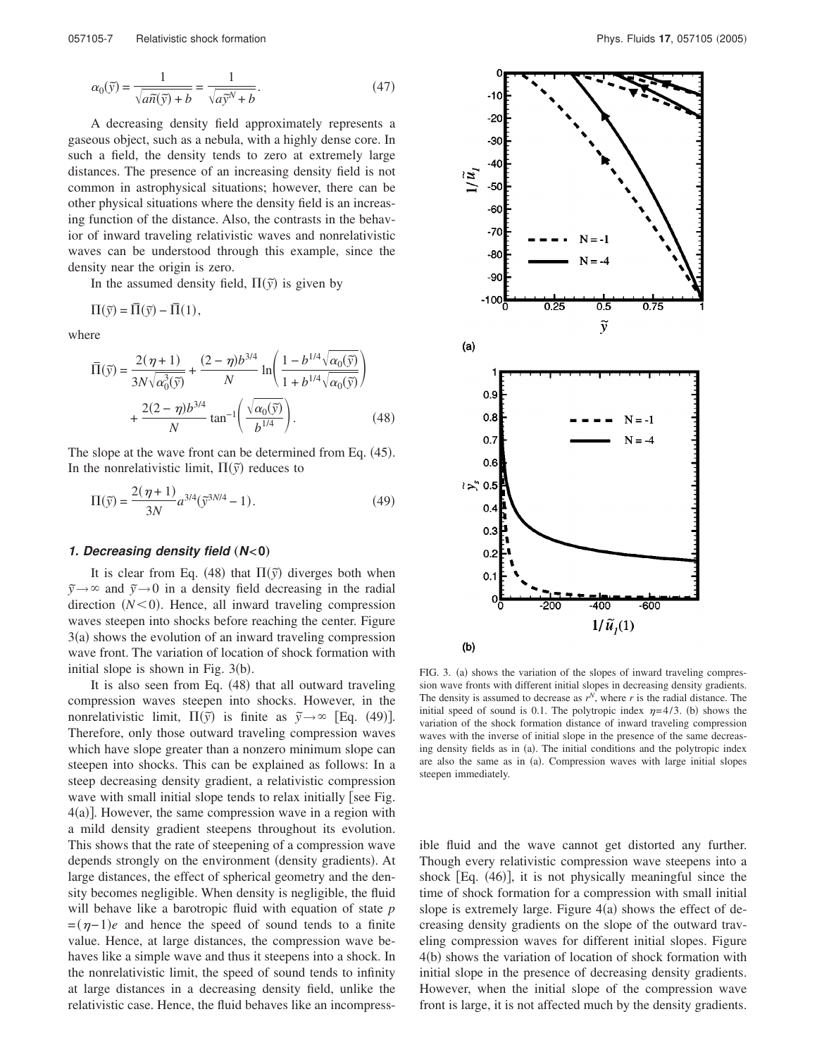$$\alpha_0(\tilde{y}) = \frac{1}{\sqrt{a\tilde{n}(\tilde{y}) + b}} = \frac{1}{\sqrt{a\tilde{y}^N + b}}. \tag{47}$$

A decreasing density field approximately represents a gaseous object, such as a nebula, with a highly dense core. In such a field, the density tends to zero at extremely large distances. The presence of an increasing density field is not common in astrophysical situations; however, there can be other physical situations where the density field is an increasing function of the distance. Also, the contrasts in the behavior of inward traveling relativistic waves and nonrelativistic waves can be understood through this example, since the density near the origin is zero.

In the assumed density field, $\Pi(\tilde{y})$ is given by

$$\Pi(\tilde{y}) = \bar{\Pi}(\tilde{y}) - \bar{\Pi}(1),$$

where

$$\bar{\Pi}(\tilde{y}) = \frac{2(\eta+1)}{3N\sqrt{\alpha_0^3(\tilde{y})}} + \frac{(2-\eta)b^{3/4}}{N} \ln\left(\frac{1 - b^{1/4}\sqrt{\alpha_0(\tilde{y})}}{1 + b^{1/4}\sqrt{\alpha_0(\tilde{y})}}\right) + \frac{2(2-\eta)b^{3/4}}{N} \tan^{-1}\left(\frac{\sqrt{\alpha_0(\tilde{y})}}{b^{1/4}}\right). \tag{48}$$

The slope at the wave front can be determined from Eq. (45). In the nonrelativistic limit, $\Pi(\tilde{y})$ reduces to

$$\Pi(\tilde{y}) = \frac{2(\eta+1)}{3N} a^{3/4}(\tilde{y}^{3N/4} - 1). \tag{49}$$

### *1. Decreasing density field ($N<0$)*

It is clear from Eq. (48) that $\Pi(\tilde{y})$ diverges both when $\tilde{y} \to \infty$ and $\tilde{y} \to 0$ in a density field decreasing in the radial direction ($N<0$). Hence, all inward traveling compression waves steepen into shocks before reaching the center. Figure 3(a) shows the evolution of an inward traveling compression wave front. The variation of location of shock formation with initial slope is shown in Fig. 3(b).

It is also seen from Eq. (48) that all outward traveling compression waves steepen into shocks. However, in the nonrelativistic limit, $\Pi(\tilde{y})$ is finite as $\tilde{y} \to \infty$ [Eq. (49)]. Therefore, only those outward traveling compression waves which have slope greater than a nonzero minimum slope can steepen into shocks. This can be explained as follows: In a steep decreasing density gradient, a relativistic compression wave with small initial slope tends to relax initially [see Fig. 4(a)]. However, the same compression wave in a region with a mild density gradient steepens throughout its evolution. This shows that the rate of steepening of a compression wave depends strongly on the environment (density gradients). At large distances, the effect of spherical geometry and the density becomes negligible. When density is negligible, the fluid will behave like a barotropic fluid with equation of state $p = (\eta-1)e$ and hence the speed of sound tends to a finite value. Hence, at large distances, the compression wave behaves like a simple wave and thus it steepens into a shock. In the nonrelativistic limit, the speed of sound tends to infinity at large distances in a decreasing density field, unlike the relativistic case. Hence, the fluid behaves like an incompressible fluid and the wave cannot get distorted any further. Though every relativistic compression wave steepens into a shock [Eq. (46)], it is not physically meaningful since the time of shock formation for a compression with small initial slope is extremely large. Figure 4(a) shows the effect of decreasing density gradients on the slope of the outward traveling compression waves for different initial slopes. Figure 4(b) shows the variation of location of shock formation with initial slope in the presence of decreasing density gradients. However, when the initial slope of the compression wave front is large, it is not affected much by the density gradients.

FIG. 3. (a) shows the variation of the slopes of inward traveling compression wave fronts with different initial slopes in decreasing density gradients. The density is assumed to decrease as $r^N$, where $r$ is the radial distance. The initial speed of sound is 0.1. The polytropic index $\eta = 4/3$. (b) shows the variation of the shock formation distance of inward traveling compression waves with the inverse of initial slope in the presence of the same decreasing density fields as in (a). The initial conditions and the polytropic index are also the same as in (a). Compression waves with large initial slopes steepen immediately.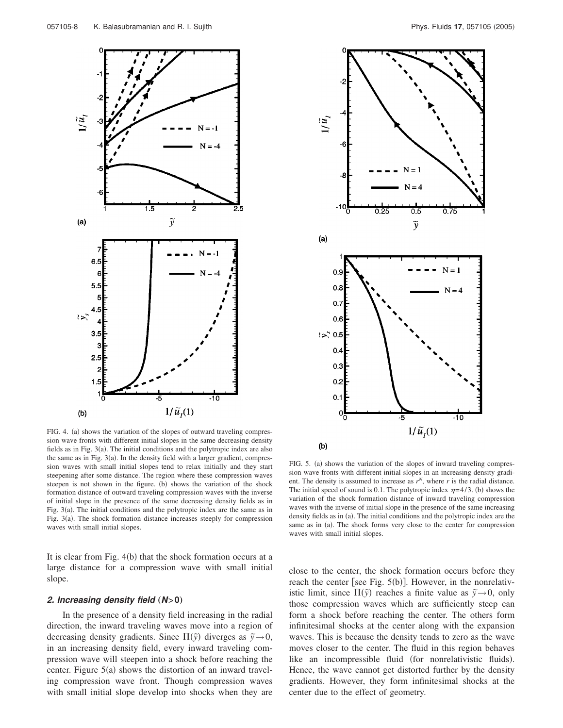FIG. 4. (a) shows the variation of the slopes of outward traveling compression wave fronts with different initial slopes in the same decreasing density fields as in Fig. 3(a). The initial conditions and the polytropic index are also the same as in Fig. 3(a). In the density field with a larger gradient, compression waves with small initial slopes tend to relax initially and they start steepening after some distance. The region where these compression waves steepen is not shown in the figure. (b) shows the variation of the shock formation distance of outward traveling compression waves with the inverse of initial slope in the presence of the same decreasing density fields as in Fig. 3(a). The initial conditions and the polytropic index are the same as in Fig. 3(a). The shock formation distance increases steeply for compression waves with small initial slopes.

FIG. 5. (a) shows the variation of the slopes of inward traveling compression wave fronts with different initial slopes in an increasing density gradient. The density is assumed to increase as $r^N$, where $r$ is the radial distance. The initial speed of sound is 0.1. The polytropic index $\eta = 4/3$. (b) shows the variation of the shock formation distance of inward traveling compression waves with the inverse of initial slope in the presence of the same increasing density fields as in (a). The initial conditions and the polytropic index are the same as in (a). The shock forms very close to the center for compression waves with small initial slopes.

It is clear from Fig. 4(b) that the shock formation occurs at a large distance for a compression wave with small initial slope.

### *2. Increasing density field* (*N*>0)

In the presence of a density field increasing in the radial direction, the inward traveling waves move into a region of decreasing density gradients. Since $\Pi(\tilde{y})$ diverges as $\tilde{y} \to 0$, in an increasing density field, every inward traveling compression wave will steepen into a shock before reaching the center. Figure 5(a) shows the distortion of an inward traveling compression wave front. Though compression waves with small initial slope develop into shocks when they are close to the center, the shock formation occurs before they reach the center [see Fig. 5(b)]. However, in the nonrelativistic limit, since $\Pi(\tilde{y})$ reaches a finite value as $\tilde{y} \to 0$, only those compression waves which are sufficiently steep can form a shock before reaching the center. The others form infinitesimal shocks at the center along with the expansion waves. This is because the density tends to zero as the wave moves closer to the center. The fluid in this region behaves like an incompressible fluid (for nonrelativistic fluids). Hence, the wave cannot get distorted further by the density gradients. However, they form infinitesimal shocks at the center due to the effect of geometry.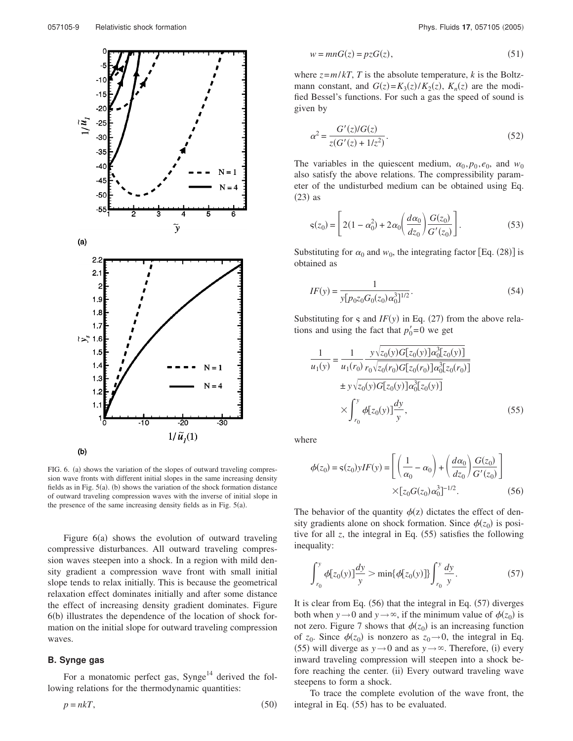FIG. 6. (a) shows the variation of the slopes of outward traveling compression wave fronts with different initial slopes in the same increasing density fields as in Fig. 5(a). (b) shows the variation of the shock formation distance of outward traveling compression waves with the inverse of initial slope in the presence of the same increasing density fields as in Fig. 5(a).

Figure 6(a) shows the evolution of outward traveling compressive disturbances. All outward traveling compression waves steepen into a shock. In a region with mild density gradient a compression wave front with small initial slope tends to relax initially. This is because the geometrical relaxation effect dominates initially and after some distance the effect of increasing density gradient dominates. Figure 6(b) illustrates the dependence of the location of shock formation on the initial slope for outward traveling compression waves.

### B. Synge gas

For a monatomic perfect gas, Synge[14] derived the following relations for the thermodynamic quantities:

$$p = nkT, \tag{50}$$

$$w = mnG(z) = pzG(z), \tag{51}$$

where $z = m/kT$, $T$ is the absolute temperature, $k$ is the Boltzmann constant, and $G(z) = K_3(z)/K_2(z)$, $K_n(z)$ are the modified Bessel's functions. For such a gas the speed of sound is given by

$$\alpha^2 = \frac{G'(z)/G(z)}{z(G'(z) + 1/z^2)}. \tag{52}$$

The variables in the quiescent medium, $\alpha_0, p_0, e_0$, and $w_0$ also satisfy the above relations. The compressibility parameter of the undisturbed medium can be obtained using Eq. (23) as

$$\varsigma(z_0) = \left[ 2(1 - \alpha_0^2) + 2\alpha_0 \left( \frac{d\alpha_0}{dz_0} \right) \frac{G(z_0)}{G'(z_0)} \right]. \tag{53}$$

Substituting for $\alpha_0$ and $w_0$, the integrating factor [Eq. (28)] is obtained as

$$IF(y) = \frac{1}{y[p_0 z_0 G_0(z_0)\alpha_0^3]^{1/2}}. \tag{54}$$

Substituting for $\varsigma$ and $IF(y)$ in Eq. (27) from the above relations and using the fact that $p_0' = 0$ we get

$$\frac{1}{u_1(y)} = \frac{1}{u_1(r_0)} \frac{y\sqrt{z_0(y)G[z_0(y)]\alpha_0^3[z_0(y)]}}{r_0\sqrt{z_0(r_0)G[z_0(r_0)]\alpha_0^3[z_0(r_0)]}} \pm y\sqrt{z_0(y)G[z_0(y)]\alpha_0^3[z_0(y)]} \times \int_{r_0}^{y} \phi[z_0(y)] \frac{dy}{y}, \tag{55}$$

where

$$\phi(z_0) = \varsigma(z_0) y IF(y) = \left[ \left( \frac{1}{\alpha_0} - \alpha_0 \right) + \left( \frac{d\alpha_0}{dz_0} \right) \frac{G(z_0)}{G'(z_0)} \right] \times [z_0 G(z_0)\alpha_0^3]^{-1/2}. \tag{56}$$

The behavior of the quantity $\phi(z)$ dictates the effect of density gradients alone on shock formation. Since $\phi(z_0)$ is positive for all $z$, the integral in Eq. (55) satisfies the following inequality:

$$\int_{r_0}^{y} \phi[z_0(y)] \frac{dy}{y} > \min\{\phi[z_0(y)]\} \int_{r_0}^{y} \frac{dy}{y}. \tag{57}$$

It is clear from Eq. (56) that the integral in Eq. (57) diverges both when $y \to 0$ and $y \to \infty$, if the minimum value of $\phi(z_0)$ is not zero. Figure 7 shows that $\phi(z_0)$ is an increasing function of $z_0$. Since $\phi(z_0)$ is nonzero as $z_0 \to 0$, the integral in Eq. (55) will diverge as $y \to 0$ and as $y \to \infty$. Therefore, (i) every inward traveling compression will steepen into a shock before reaching the center. (ii) Every outward traveling wave steepens to form a shock.

To trace the complete evolution of the wave front, the integral in Eq. (55) has to be evaluated.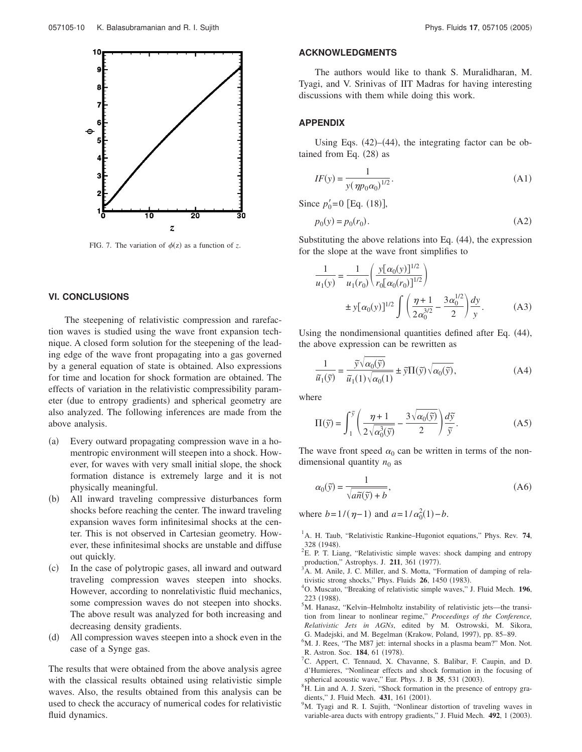FIG. 7. The variation of $\phi(z)$ as a function of $z$.

## VI. CONCLUSIONS

The steepening of relativistic compression and rarefaction waves is studied using the wave front expansion technique. A closed form solution for the steepening of the leading edge of the wave front propagating into a gas governed by a general equation of state is obtained. Also expressions for time and location for shock formation are obtained. The effects of variation in the relativistic compressibility parameter (due to entropy gradients) and spherical geometry are also analyzed. The following inferences are made from the above analysis.

(a) Every outward propagating compression wave in a homentropic environment will steepen into a shock. However, for waves with very small initial slope, the shock formation distance is extremely large and it is not physically meaningful.

(b) All inward traveling compressive disturbances form shocks before reaching the center. The inward traveling expansion waves form infinitesimal shocks at the center. This is not observed in Cartesian geometry. However, these infinitesimal shocks are unstable and diffuse out quickly.

(c) In the case of polytropic gases, all inward and outward traveling compression waves steepen into shocks. However, according to nonrelativistic fluid mechanics, some compression waves do not steepen into shocks. The above result was analyzed for both increasing and decreasing density gradients.

(d) All compression waves steepen into a shock even in the case of a Synge gas.

The results that were obtained from the above analysis agree with the classical results obtained using relativistic simple waves. Also, the results obtained from this analysis can be used to check the accuracy of numerical codes for relativistic fluid dynamics.

## ACKNOWLEDGMENTS

The authors would like to thank S. Muralidharan, M. Tyagi, and V. Srinivas of IIT Madras for having interesting discussions with them while doing this work.

## APPENDIX

Using Eqs. (42)–(44), the integrating factor can be obtained from Eq. (28) as

$$IF(y) = \frac{1}{y(\eta p_0 \alpha_0)^{1/2}}. \tag{A1}$$

Since $p_0' = 0$ [Eq. (18)],

$$p_0(y) = p_0(r_0). \tag{A2}$$

Substituting the above relations into Eq. (44), the expression for the slope at the wave front simplifies to

$$\frac{1}{u_1(y)} = \frac{1}{u_1(r_0)}\left(\frac{y[\alpha_0(y)]^{1/2}}{r_0[\alpha_0(r_0)]^{1/2}}\right) \pm y[\alpha_0(y)]^{1/2} \int \left(\frac{\eta+1}{2\alpha_0^{3/2}} - \frac{3\alpha_0^{1/2}}{2}\right)\frac{dy}{y}. \tag{A3}$$

Using the nondimensional quantities defined after Eq. (44), the above expression can be rewritten as

$$\frac{1}{\tilde{u}_1(\tilde{y})} = \frac{\tilde{y}\sqrt{\alpha_0(\tilde{y})}}{\tilde{u}_1(1)\sqrt{\alpha_0(1)}} \pm \tilde{y}\Pi(\tilde{y})\sqrt{\alpha_0(\tilde{y})}, \tag{A4}$$

where

$$\Pi(\tilde{y}) = \int_1^{\tilde{y}} \left(\frac{\eta+1}{2\sqrt{\alpha_0^3(\tilde{y})}} - \frac{3\sqrt{\alpha_0(\tilde{y})}}{2}\right)\frac{d\tilde{y}}{\tilde{y}}. \tag{A5}$$

The wave front speed $\alpha_0$ can be written in terms of the nondimensional quantity $n_0$ as

$$\alpha_0(\tilde{y}) = \frac{1}{\sqrt{a\tilde{n}(\tilde{y}) + b}}, \tag{A6}$$

where $b = 1/(\eta - 1)$ and $a = 1/\alpha_0^2(1) - b$.

[1] A. H. Taub, "Relativistic Rankine–Hugoniot equations," Phys. Rev. **74**, 328 (1948).

[2] E. P. T. Liang, "Relativistic simple waves: shock damping and entropy production," Astrophys. J. **211**, 361 (1977).

[3] A. M. Anile, J. C. Miller, and S. Motta, "Formation of damping of relativistic strong shocks," Phys. Fluids **26**, 1450 (1983).

[4] O. Muscato, "Breaking of relativistic simple waves," J. Fluid Mech. **196**, 223 (1988).

[5] M. Hanasz, "Kelvin–Helmholtz instability of relativistic jets—the transition from linear to nonlinear regime," *Proceedings of the Conference, Relativistic Jets in AGNs*, edited by M. Ostrowski, M. Sikora, G. Madejski, and M. Begelman (Krakow, Poland, 1997), pp. 85–89.

[6] M. J. Rees, "The M87 jet: internal shocks in a plasma beam?" Mon. Not. R. Astron. Soc. **184**, 61 (1978).

[7] C. Appert, C. Tennaud, X. Chavanne, S. Balibar, F. Caupin, and D. d'Humieres, "Nonlinear effects and shock formation in the focusing of spherical acoustic wave," Eur. Phys. J. B **35**, 531 (2003).

[8] H. Lin and A. J. Szeri, "Shock formation in the presence of entropy gradients," J. Fluid Mech. **431**, 161 (2001).

[9] M. Tyagi and R. I. Sujith, "Nonlinear distortion of traveling waves in variable-area ducts with entropy gradients," J. Fluid Mech. **492**, 1 (2003).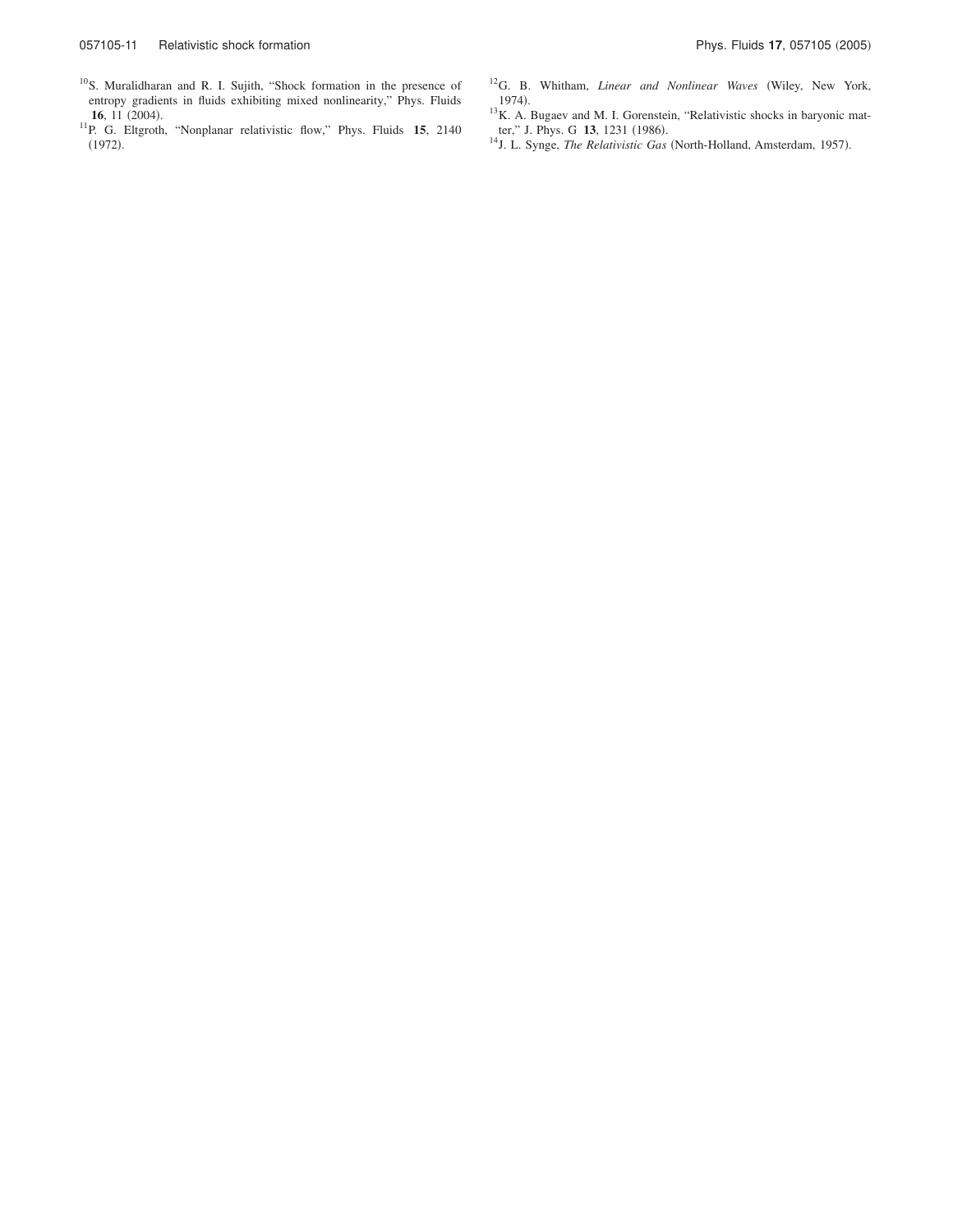[10] S. Muralidharan and R. I. Sujith, "Shock formation in the presence of entropy gradients in fluids exhibiting mixed nonlinearity," Phys. Fluids **16**, 11 (2004).

[11] P. G. Eltgroth, "Nonplanar relativistic flow," Phys. Fluids **15**, 2140 (1972).

[12] G. B. Whitham, *Linear and Nonlinear Waves* (Wiley, New York, 1974).

[13] K. A. Bugaev and M. I. Gorenstein, "Relativistic shocks in baryonic matter," J. Phys. G **13**, 1231 (1986).

[14] J. L. Synge, *The Relativistic Gas* (North-Holland, Amsterdam, 1957).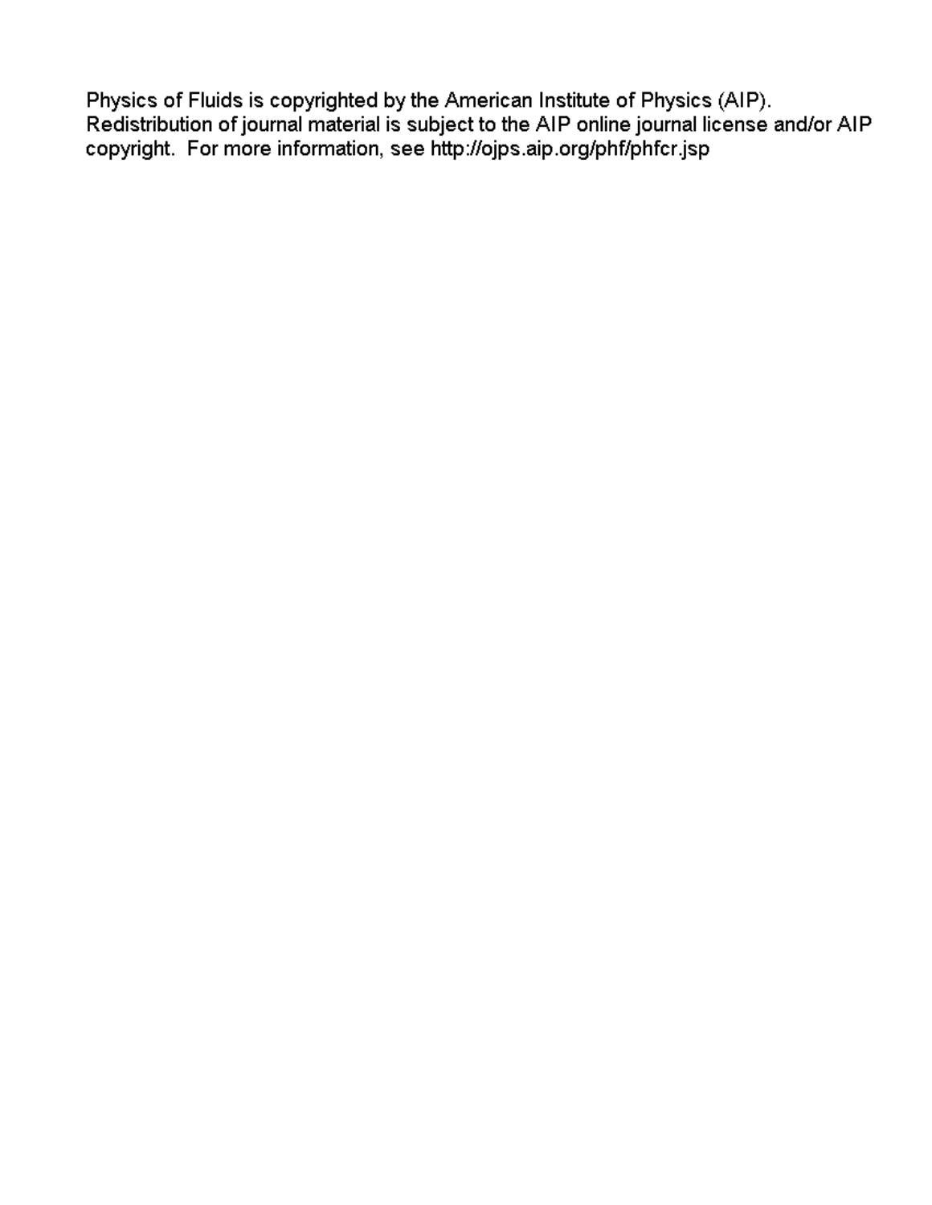Physics of Fluids is copyrighted by the American Institute of Physics (AIP). Redistribution of journal material is subject to the AIP online journal license and/or AIP copyright. For more information, see http://ojps.aip.org/phf/phfcr.jsp